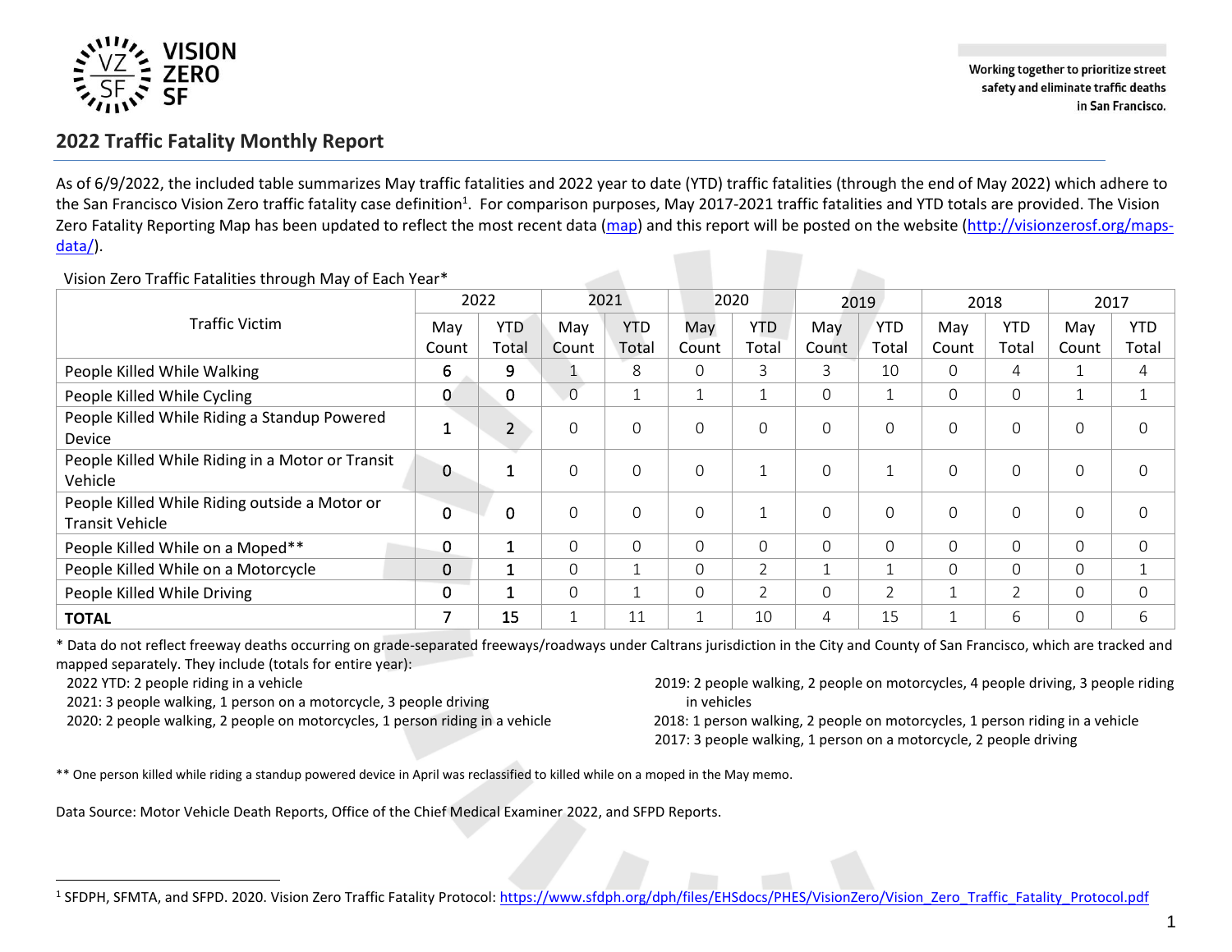VISION ZERO SF

Working together to prioritize street safety and eliminate traffic deaths in San Francisco.

## 2022 Traffic Fatality Monthly Report

As of 6/9/2022, the included table summarizes May traffic fatalities and 2022 year to date (YTD) traffic fatalities (through the end of May 2022) which adhere to the San Francisco Vision Zero traffic fatality case definition[1]. For comparison purposes, May 2017-2021 traffic fatalities and YTD totals are provided. The Vision Zero Fatality Reporting Map has been updated to reflect the most recent data ([map]) and this report will be posted on the website ([http://visionzerosf.org/maps-data/](http://visionzerosf.org/maps-data/)).

Vision Zero Traffic Fatalities through May of Each Year*

| Traffic Victim | 2022 | | 2021 | | 2020 | | 2019 | | 2018 | | 2017 | |
|---|---|---|---|---|---|---|---|---|---|---|---|---|
| | May Count | YTD Total | May Count | YTD Total | May Count | YTD Total | May Count | YTD Total | May Count | YTD Total | May Count | YTD Total |
| People Killed While Walking | 6 | 9 | 1 | 8 | 0 | 3 | 3 | 10 | 0 | 4 | 1 | 4 |
| People Killed While Cycling | 0 | 0 | 0 | 1 | 1 | 1 | 0 | 1 | 0 | 0 | 1 | 1 |
| People Killed While Riding a Standup Powered Device | 1 | 2 | 0 | 0 | 0 | 0 | 0 | 0 | 0 | 0 | 0 | 0 |
| People Killed While Riding in a Motor or Transit Vehicle | 0 | 1 | 0 | 0 | 0 | 1 | 0 | 1 | 0 | 0 | 0 | 0 |
| People Killed While Riding outside a Motor or Transit Vehicle | 0 | 0 | 0 | 0 | 0 | 1 | 0 | 0 | 0 | 0 | 0 | 0 |
| People Killed While on a Moped** | 0 | 1 | 0 | 0 | 0 | 0 | 0 | 0 | 0 | 0 | 0 | 0 |
| People Killed While on a Motorcycle | 0 | 1 | 0 | 1 | 0 | 2 | 1 | 1 | 0 | 0 | 0 | 1 |
| People Killed While Driving | 0 | 1 | 0 | 1 | 0 | 2 | 0 | 2 | 1 | 2 | 0 | 0 |
| **TOTAL** | 7 | 15 | 1 | 11 | 1 | 10 | 4 | 15 | 1 | 6 | 0 | 6 |

\* Data do not reflect freeway deaths occurring on grade-separated freeways/roadways under Caltrans jurisdiction in the City and County of San Francisco, which are tracked and mapped separately. They include (totals for entire year):

- 2022 YTD: 2 people riding in a vehicle
- 2021: 3 people walking, 1 person on a motorcycle, 3 people driving
- 2020: 2 people walking, 2 people on motorcycles, 1 person riding in a vehicle
- 2019: 2 people walking, 2 people on motorcycles, 4 people driving, 3 people riding in vehicles
- 2018: 1 person walking, 2 people on motorcycles, 1 person riding in a vehicle
- 2017: 3 people walking, 1 person on a motorcycle, 2 people driving

** One person killed while riding a standup powered device in April was reclassified to killed while on a moped in the May memo.

Data Source: Motor Vehicle Death Reports, Office of the Chief Medical Examiner 2022, and SFPD Reports.

[1] SFDPH, SFMTA, and SFPD. 2020. Vision Zero Traffic Fatality Protocol: [https://www.sfdph.org/dph/files/EHSdocs/PHES/VisionZero/Vision_Zero_Traffic_Fatality_Protocol.pdf](https://www.sfdph.org/dph/files/EHSdocs/PHES/VisionZero/Vision_Zero_Traffic_Fatality_Protocol.pdf)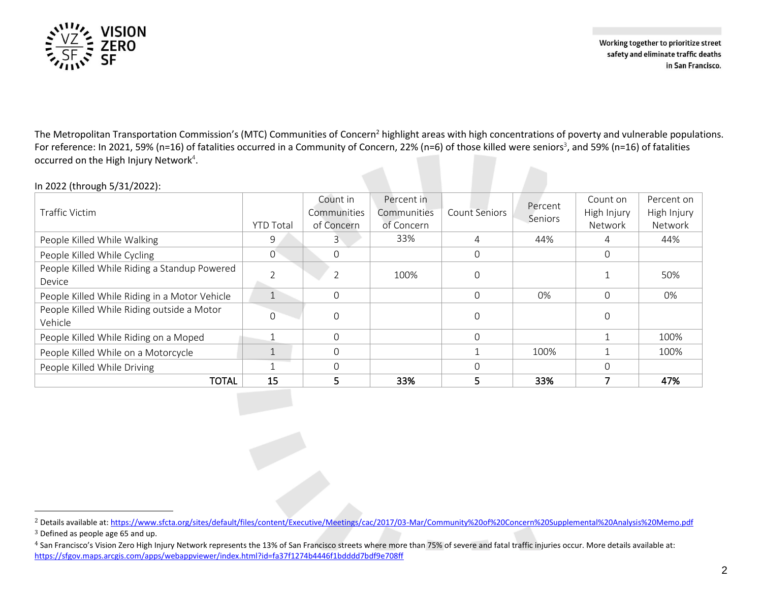The Metropolitan Transportation Commission's (MTC) Communities of Concern[2] highlight areas with high concentrations of poverty and vulnerable populations. For reference: In 2021, 59% (n=16) of fatalities occurred in a Community of Concern, 22% (n=6) of those killed were seniors[3], and 59% (n=16) of fatalities occurred on the High Injury Network[4].

In 2022 (through 5/31/2022):

| Traffic Victim | YTD Total | Count in Communities of Concern | Percent in Communities of Concern | Count Seniors | Percent Seniors | Count on High Injury Network | Percent on High Injury Network |
|---|---|---|---|---|---|---|---|
| People Killed While Walking | 9 | 3 | 33% | 4 | 44% | 4 | 44% |
| People Killed While Cycling | 0 | 0 | | 0 | | 0 | |
| People Killed While Riding a Standup Powered Device | 2 | 2 | 100% | 0 | | 1 | 50% |
| People Killed While Riding in a Motor Vehicle | 1 | 0 | | 0 | 0% | 0 | 0% |
| People Killed While Riding outside a Motor Vehicle | 0 | 0 | | 0 | | 0 | |
| People Killed While Riding on a Moped | 1 | 0 | | 0 | | 1 | 100% |
| People Killed While on a Motorcycle | 1 | 0 | | 1 | 100% | 1 | 100% |
| People Killed While Driving | 1 | 0 | | 0 | | 0 | |
| **TOTAL** | **15** | **5** | **33%** | **5** | **33%** | **7** | **47%** |

---

[2] Details available at: https://www.sfcta.org/sites/default/files/content/Executive/Meetings/cac/2017/03-Mar/Community%20of%20Concern%20Supplemental%20Analysis%20Memo.pdf

[3] Defined as people age 65 and up.

[4] San Francisco's Vision Zero High Injury Network represents the 13% of San Francisco streets where more than 75% of severe and fatal traffic injuries occur. More details available at: https://sfgov.maps.arcgis.com/apps/webappviewer/index.html?id=fa37f1274b4446f1bdddd7bdf9e708ff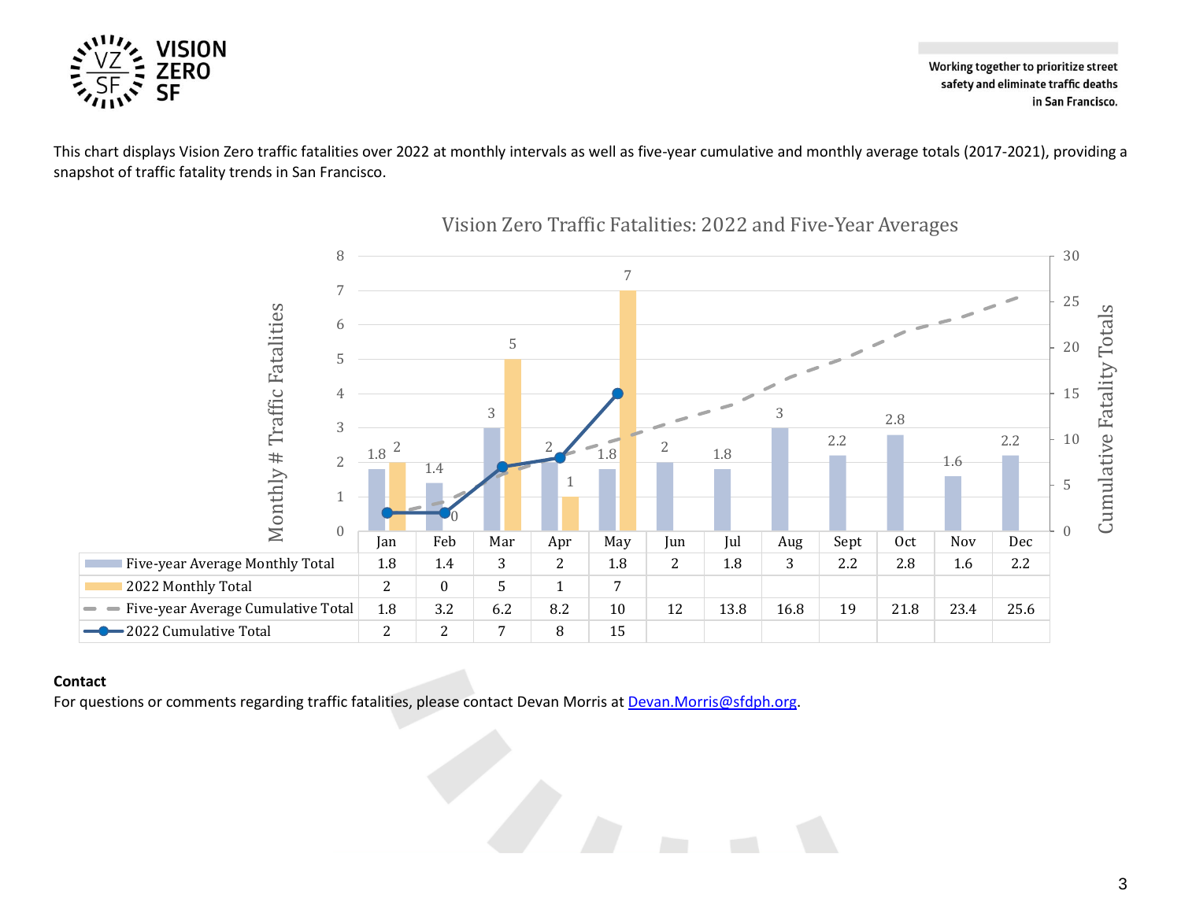This chart displays Vision Zero traffic fatalities over 2022 at monthly intervals as well as five-year cumulative and monthly average totals (2017-2021), providing a snapshot of traffic fatality trends in San Francisco.

Vision Zero Traffic Fatalities: 2022 and Five-Year Averages

Monthly # Traffic Fatalities

Cumulative Fatality Totals

| | Jan | Feb | Mar | Apr | May | Jun | Jul | Aug | Sept | Oct | Nov | Dec |
|---|---|---|---|---|---|---|---|---|---|---|---|---|
| Five-year Average Monthly Total | 1.8 | 1.4 | 3 | 2 | 1.8 | 2 | 1.8 | 3 | 2.2 | 2.8 | 1.6 | 2.2 |
| 2022 Monthly Total | 2 | 0 | 5 | 1 | 7 | | | | | | | |
| Five-year Average Cumulative Total | 1.8 | 3.2 | 6.2 | 8.2 | 10 | 12 | 13.8 | 16.8 | 19 | 21.8 | 23.4 | 25.6 |
| 2022 Cumulative Total | 2 | 2 | 7 | 8 | 15 | | | | | | | |

**Contact**

For questions or comments regarding traffic fatalities, please contact Devan Morris at [Devan.Morris@sfdph.org](mailto:Devan.Morris@sfdph.org).